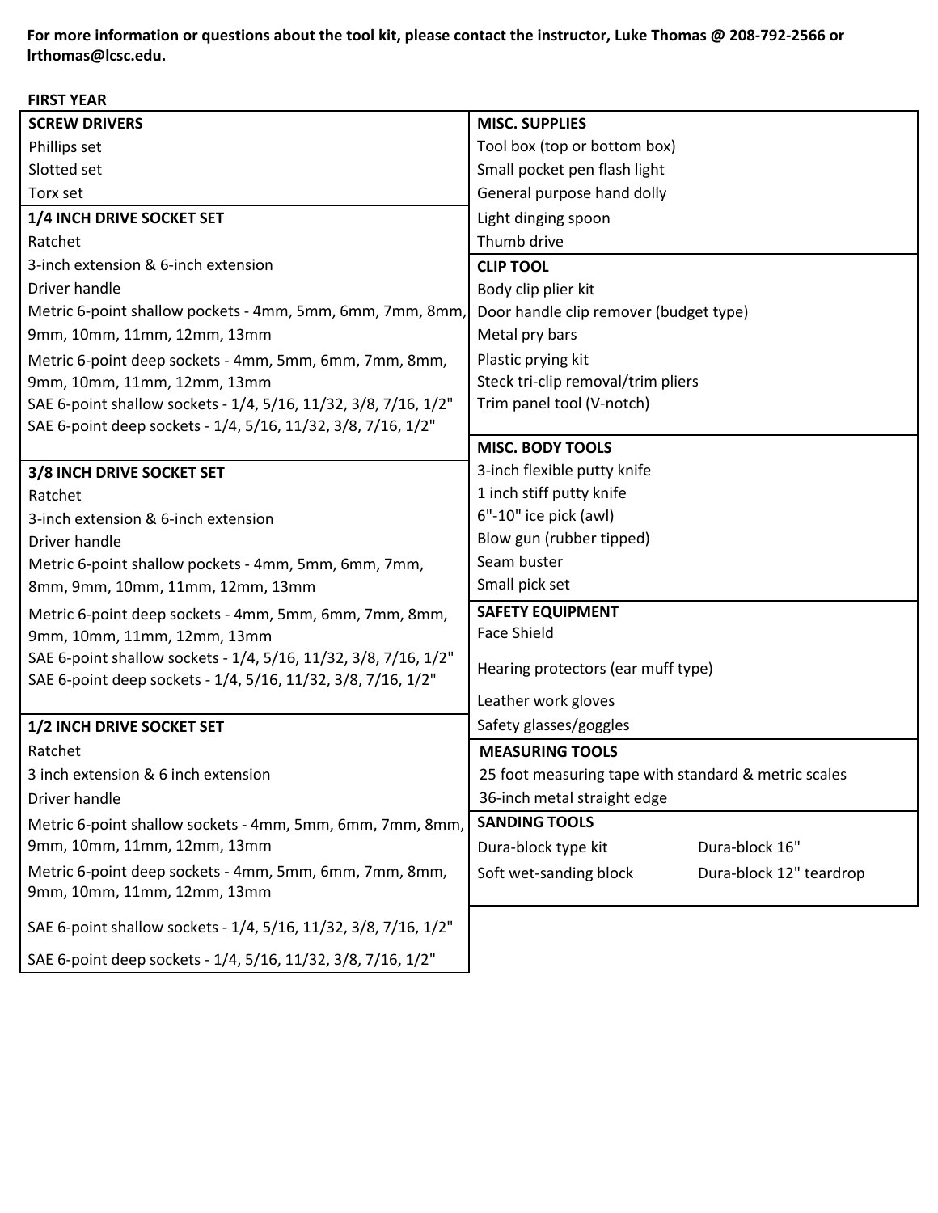**For more information or questions about the tool kit, please contact the instructor, Luke Thomas @ 208-792-2566 or lrthomas@lcsc.edu.**

**FIRST YEAR**

**SCREW DRIVERS**

- Phillips set
- Slotted set
- Torx set

**1/4 INCH DRIVE SOCKET SET**

- Ratchet
- 3-inch extension & 6-inch extension
- Driver handle
- Metric 6-point shallow pockets - 4mm, 5mm, 6mm, 7mm, 8mm, 9mm, 10mm, 11mm, 12mm, 13mm
- Metric 6-point deep sockets - 4mm, 5mm, 6mm, 7mm, 8mm, 9mm, 10mm, 11mm, 12mm, 13mm
- SAE 6-point shallow sockets - 1/4, 5/16, 11/32, 3/8, 7/16, 1/2"
- SAE 6-point deep sockets - 1/4, 5/16, 11/32, 3/8, 7/16, 1/2"

**3/8 INCH DRIVE SOCKET SET**

- Ratchet
- 3-inch extension & 6-inch extension
- Driver handle
- Metric 6-point shallow pockets - 4mm, 5mm, 6mm, 7mm, 8mm, 9mm, 10mm, 11mm, 12mm, 13mm
- Metric 6-point deep sockets - 4mm, 5mm, 6mm, 7mm, 8mm, 9mm, 10mm, 11mm, 12mm, 13mm
- SAE 6-point shallow sockets - 1/4, 5/16, 11/32, 3/8, 7/16, 1/2"
- SAE 6-point deep sockets - 1/4, 5/16, 11/32, 3/8, 7/16, 1/2"

**1/2 INCH DRIVE SOCKET SET**

- Ratchet
- 3 inch extension & 6 inch extension
- Driver handle
- Metric 6-point shallow sockets - 4mm, 5mm, 6mm, 7mm, 8mm, 9mm, 10mm, 11mm, 12mm, 13mm
- Metric 6-point deep sockets - 4mm, 5mm, 6mm, 7mm, 8mm, 9mm, 10mm, 11mm, 12mm, 13mm
- SAE 6-point shallow sockets - 1/4, 5/16, 11/32, 3/8, 7/16, 1/2"
- SAE 6-point deep sockets - 1/4, 5/16, 11/32, 3/8, 7/16, 1/2"

**MISC. SUPPLIES**

- Tool box (top or bottom box)
- Small pocket pen flash light
- General purpose hand dolly
- Light dinging spoon
- Thumb drive

**CLIP TOOL**

- Body clip plier kit
- Door handle clip remover (budget type)
- Metal pry bars
- Plastic prying kit
- Steck tri-clip removal/trim pliers
- Trim panel tool (V-notch)

**MISC. BODY TOOLS**

- 3-inch flexible putty knife
- 1 inch stiff putty knife
- 6"-10" ice pick (awl)
- Blow gun (rubber tipped)
- Seam buster
- Small pick set

**SAFETY EQUIPMENT**

- Face Shield
- Hearing protectors (ear muff type)
- Leather work gloves
- Safety glasses/goggles

**MEASURING TOOLS**

- 25 foot measuring tape with standard & metric scales
- 36-inch metal straight edge

**SANDING TOOLS**

- Dura-block type kit
- Dura-block 16"
- Soft wet-sanding block
- Dura-block 12" teardrop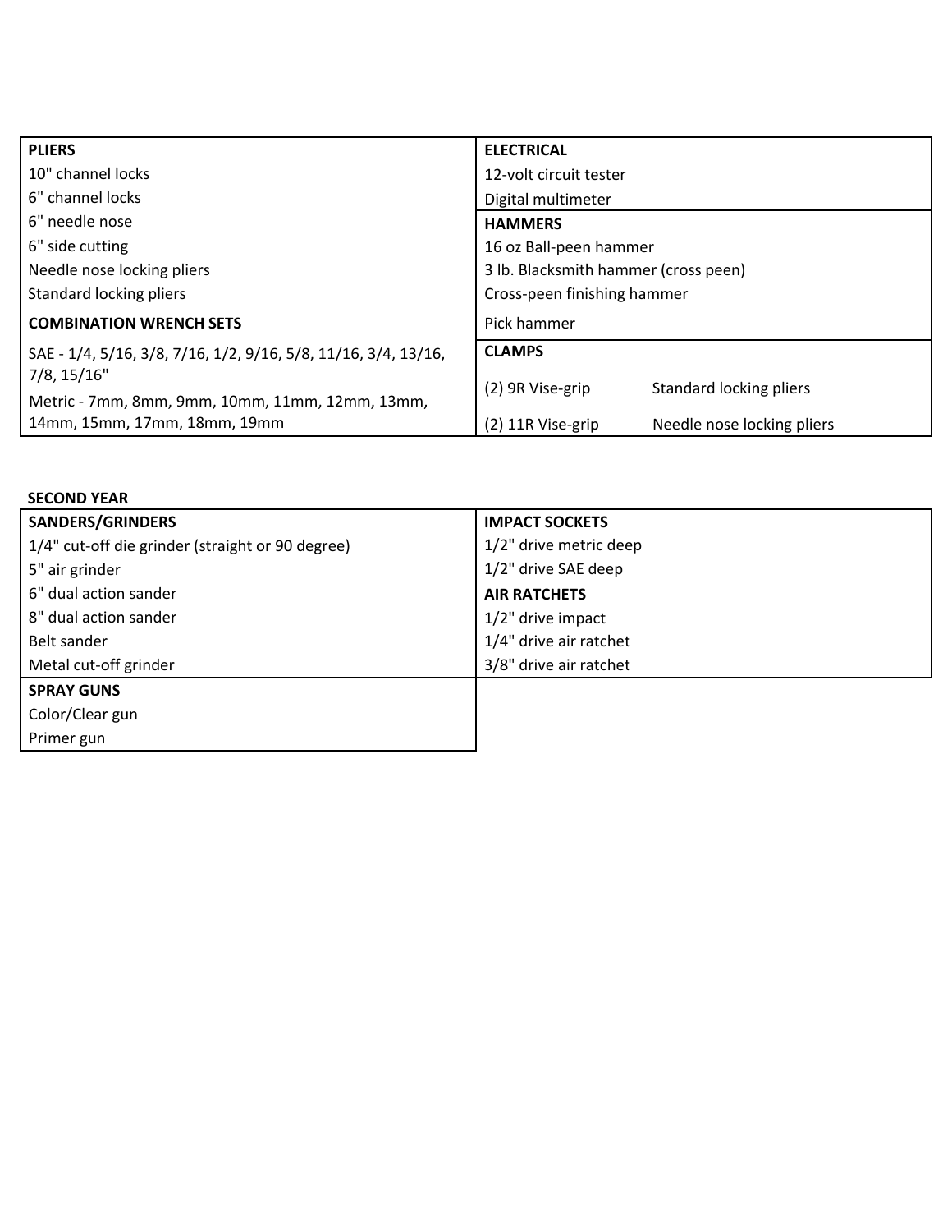| PLIERS | ELECTRICAL | |
|---|---|---|
| 10" channel locks | 12-volt circuit tester | |
| 6" channel locks | Digital multimeter | |
| 6" needle nose | **HAMMERS** | |
| 6" side cutting | 16 oz Ball-peen hammer | |
| Needle nose locking pliers | 3 lb. Blacksmith hammer (cross peen) | |
| Standard locking pliers | Cross-peen finishing hammer | |
| **COMBINATION WRENCH SETS** | Pick hammer | |
| SAE - 1/4, 5/16, 3/8, 7/16, 1/2, 9/16, 5/8, 11/16, 3/4, 13/16, 7/8, 15/16" | **CLAMPS** | |
| Metric - 7mm, 8mm, 9mm, 10mm, 11mm, 12mm, 13mm, 14mm, 15mm, 17mm, 18mm, 19mm | (2) 9R Vise-grip | Standard locking pliers |
| | (2) 11R Vise-grip | Needle nose locking pliers |

**SECOND YEAR**

| SANDERS/GRINDERS | IMPACT SOCKETS |
|---|---|
| 1/4" cut-off die grinder (straight or 90 degree) | 1/2" drive metric deep |
| 5" air grinder | 1/2" drive SAE deep |
| 6" dual action sander | **AIR RATCHETS** |
| 8" dual action sander | 1/2" drive impact |
| Belt sander | 1/4" drive air ratchet |
| Metal cut-off grinder | 3/8" drive air ratchet |
| **SPRAY GUNS** | |
| Color/Clear gun | |
| Primer gun | |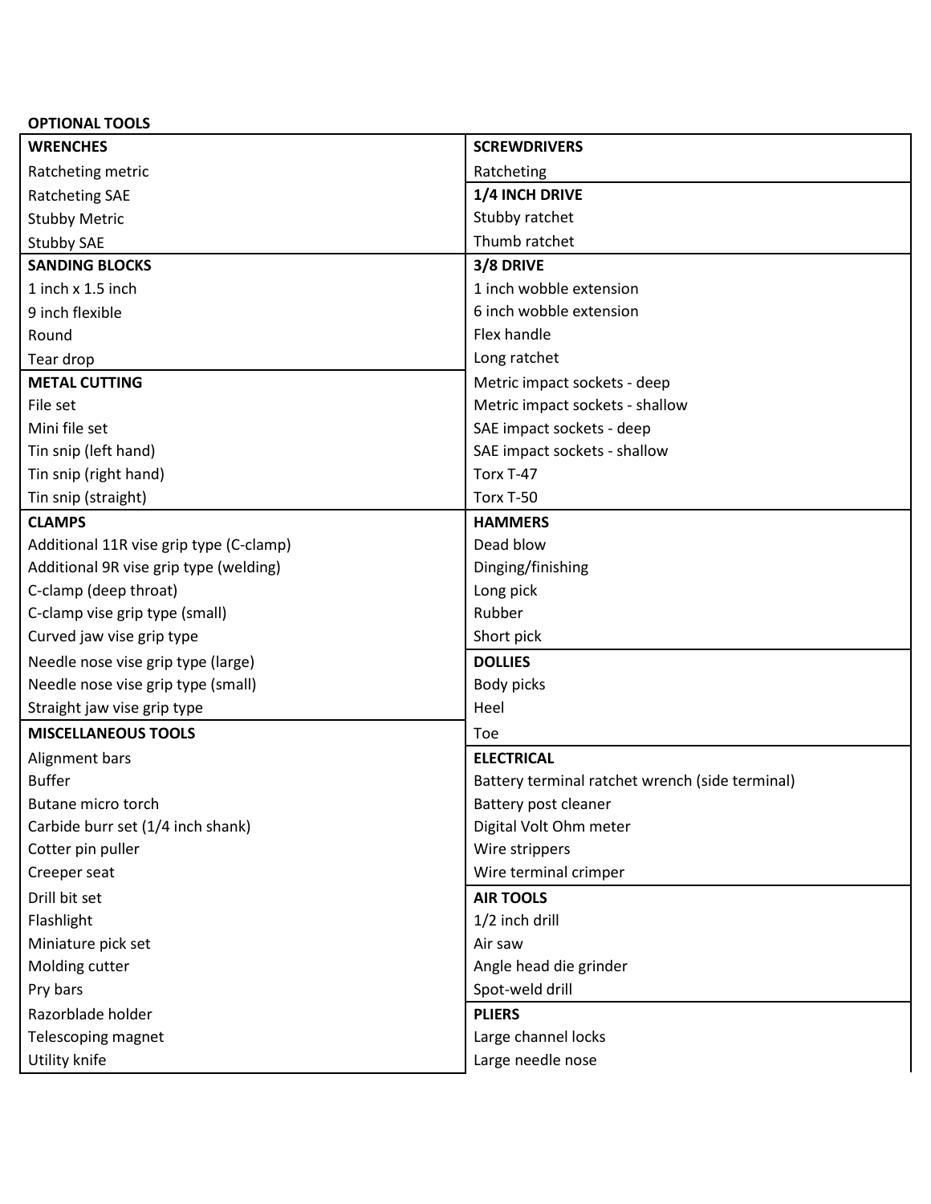**OPTIONAL TOOLS**

| **WRENCHES** | **SCREWDRIVERS** |
| --- | --- |
| Ratcheting metric | Ratcheting |
| Ratcheting SAE | **1/4 INCH DRIVE** |
| Stubby Metric | Stubby ratchet |
| Stubby SAE | Thumb ratchet |
| **SANDING BLOCKS** | **3/8 DRIVE** |
| 1 inch x 1.5 inch | 1 inch wobble extension |
| 9 inch flexible | 6 inch wobble extension |
| Round | Flex handle |
| Tear drop | Long ratchet |
| **METAL CUTTING** | Metric impact sockets - deep |
| File set | Metric impact sockets - shallow |
| Mini file set | SAE impact sockets - deep |
| Tin snip (left hand) | SAE impact sockets - shallow |
| Tin snip (right hand) | Torx T-47 |
| Tin snip (straight) | Torx T-50 |
| **CLAMPS** | **HAMMERS** |
| Additional 11R vise grip type (C-clamp) | Dead blow |
| Additional 9R vise grip type (welding) | Dinging/finishing |
| C-clamp (deep throat) | Long pick |
| C-clamp vise grip type (small) | Rubber |
| Curved jaw vise grip type | Short pick |
| Needle nose vise grip type (large) | **DOLLIES** |
| Needle nose vise grip type (small) | Body picks |
| Straight jaw vise grip type | Heel |
| **MISCELLANEOUS TOOLS** | Toe |
| Alignment bars | **ELECTRICAL** |
| Buffer | Battery terminal ratchet wrench (side terminal) |
| Butane micro torch | Battery post cleaner |
| Carbide burr set (1/4 inch shank) | Digital Volt Ohm meter |
| Cotter pin puller | Wire strippers |
| Creeper seat | Wire terminal crimper |
| Drill bit set | **AIR TOOLS** |
| Flashlight | 1/2 inch drill |
| Miniature pick set | Air saw |
| Molding cutter | Angle head die grinder |
| Pry bars | Spot-weld drill |
| Razorblade holder | **PLIERS** |
| Telescoping magnet | Large channel locks |
| Utility knife | Large needle nose |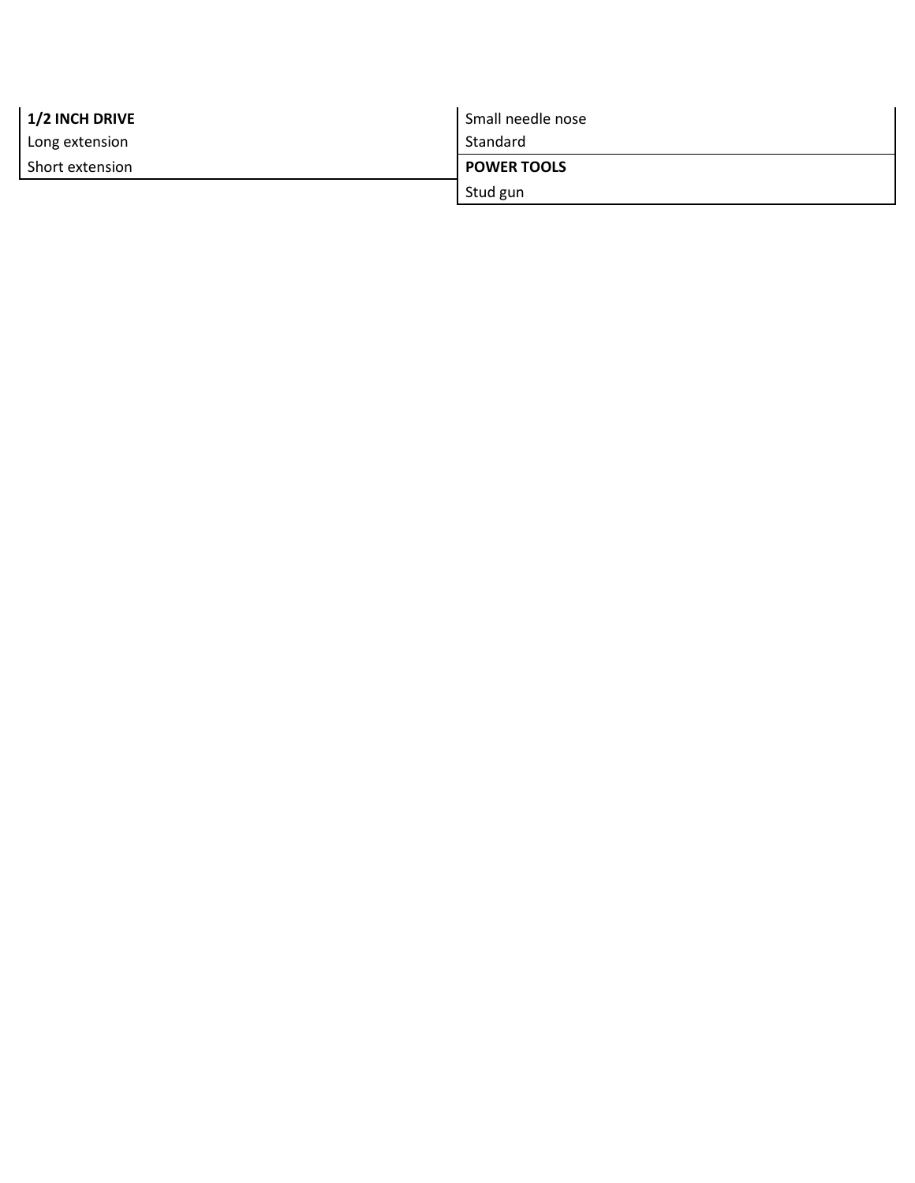| |
|---|
| **1/2 INCH DRIVE** |
| Long extension |
| Short extension |

| |
|---|
| Small needle nose |
| Standard |
| **POWER TOOLS** |
| Stud gun |